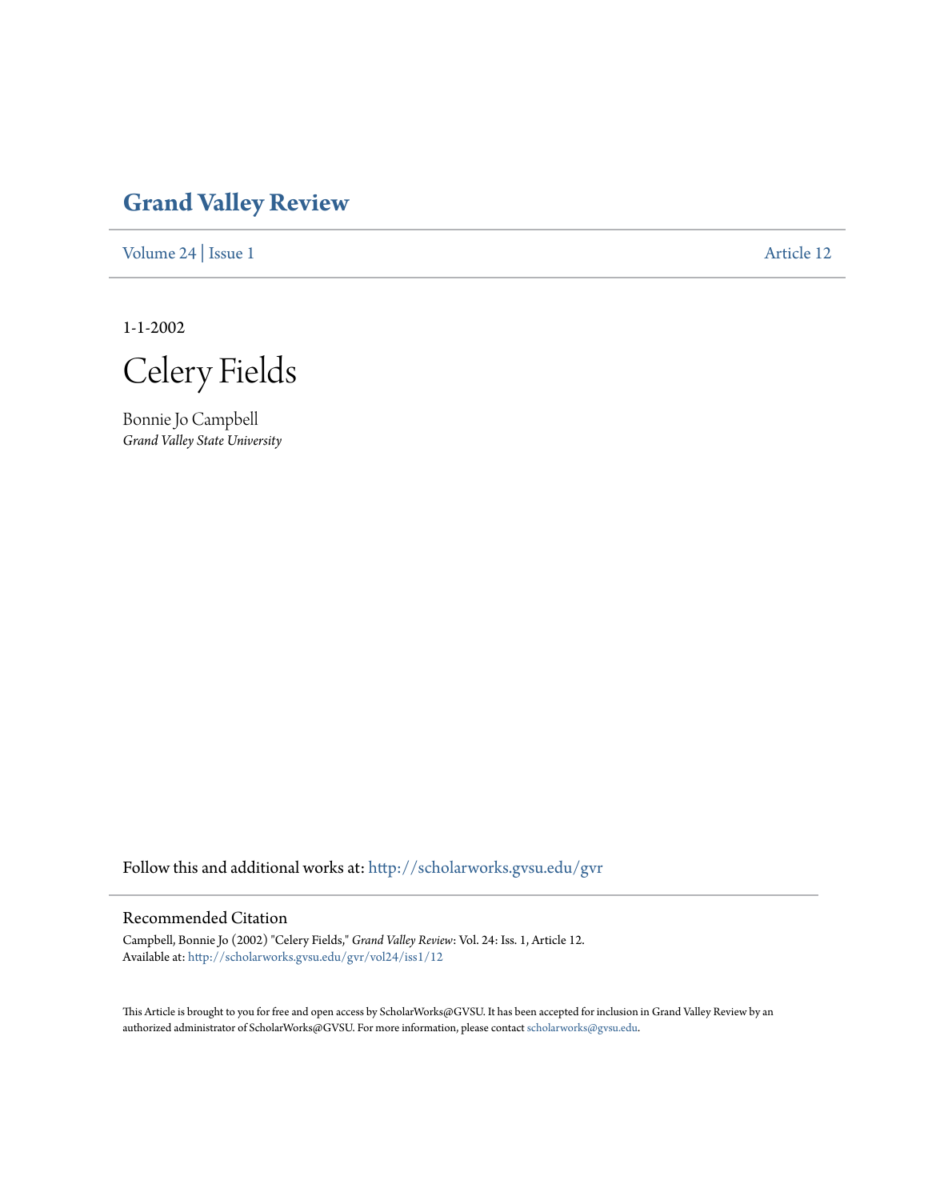# Grand Valley Review

Volume 24 | Issue 1 Article 12

1-1-2002

# Celery Fields

Bonnie Jo Campbell
*Grand Valley State University*

Follow this and additional works at: http://scholarworks.gvsu.edu/gvr

## Recommended Citation

Campbell, Bonnie Jo (2002) "Celery Fields," *Grand Valley Review*: Vol. 24: Iss. 1, Article 12.
Available at: http://scholarworks.gvsu.edu/gvr/vol24/iss1/12

This Article is brought to you for free and open access by ScholarWorks@GVSU. It has been accepted for inclusion in Grand Valley Review by an authorized administrator of ScholarWorks@GVSU. For more information, please contact scholarworks@gvsu.edu.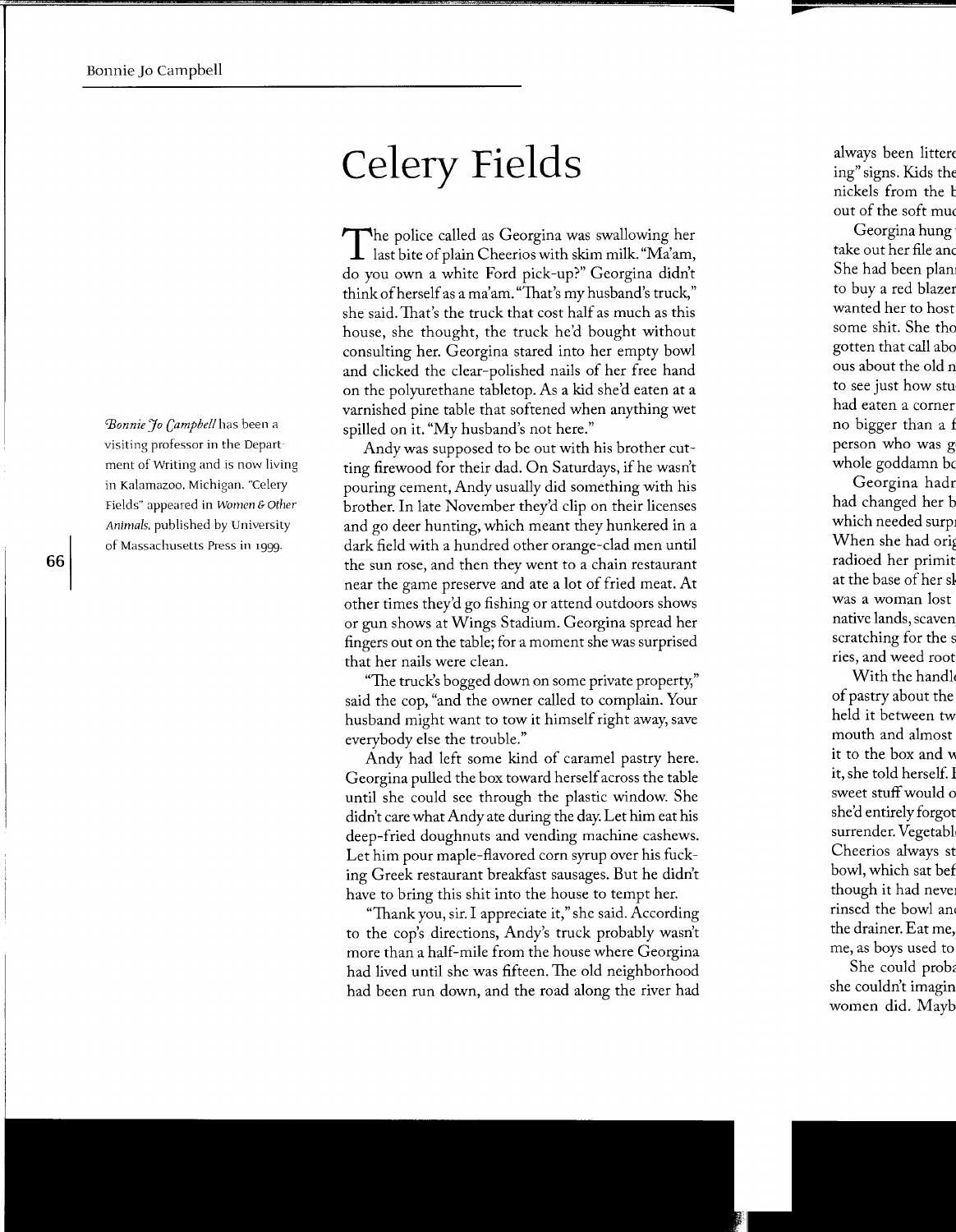# Celery Fields

*Bonnie Jo Campbell* has been a visiting professor in the Department of Writing and is now living in Kalamazoo, Michigan. "Celery Fields" appeared in *Women & Other Animals*, published by University of Massachusetts Press in 1999.

The police called as Georgina was swallowing her last bite of plain Cheerios with skim milk. "Ma'am, do you own a white Ford pick-up?" Georgina didn't think of herself as a ma'am. "That's my husband's truck," she said. That's the truck that cost half as much as this house, she thought, the truck he'd bought without consulting her. Georgina stared into her empty bowl and clicked the clear-polished nails of her free hand on the polyurethane tabletop. As a kid she'd eaten at a varnished pine table that softened when anything wet spilled on it. "My husband's not here."

Andy was supposed to be out with his brother cutting firewood for their dad. On Saturdays, if he wasn't pouring cement, Andy usually did something with his brother. In late November they'd clip on their licenses and go deer hunting, which meant they hunkered in a dark field with a hundred other orange-clad men until the sun rose, and then they went to a chain restaurant near the game preserve and ate a lot of fried meat. At other times they'd go fishing or attend outdoors shows or gun shows at Wings Stadium. Georgina spread her fingers out on the table; for a moment she was surprised that her nails were clean.

"The truck's bogged down on some private property," said the cop, "and the owner called to complain. Your husband might want to tow it himself right away, save everybody else the trouble."

Andy had left some kind of caramel pastry here. Georgina pulled the box toward herself across the table until she could see through the plastic window. She didn't care what Andy ate during the day. Let him eat his deep-fried doughnuts and vending machine cashews. Let him pour maple-flavored corn syrup over his fucking Greek restaurant breakfast sausages. But he didn't have to bring this shit into the house to tempt her.

"Thank you, sir. I appreciate it," she said. According to the cop's directions, Andy's truck probably wasn't more than a half-mile from the house where Georgina had lived until she was fifteen. The old neighborhood had been run down, and the road along the river had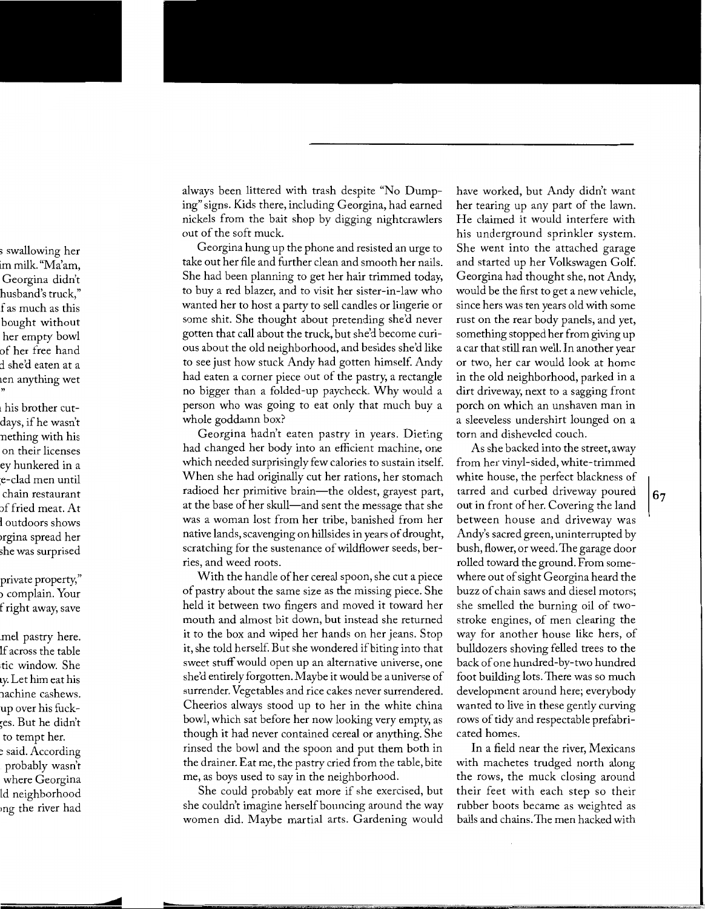always been littered with trash despite "No Dumping" signs. Kids there, including Georgina, had earned nickels from the bait shop by digging nightcrawlers out of the soft muck.

Georgina hung up the phone and resisted an urge to take out her file and further clean and smooth her nails. She had been planning to get her hair trimmed today, to buy a red blazer, and to visit her sister-in-law who wanted her to host a party to sell candles or lingerie or some shit. She thought about pretending she'd never gotten that call about the truck, but she'd become curious about the old neighborhood, and besides she'd like to see just how stuck Andy had gotten himself. Andy had eaten a corner piece out of the pastry, a rectangle no bigger than a folded-up paycheck. Why would a person who was going to eat only that much buy a whole goddamn box?

Georgina hadn't eaten pastry in years. Dieting had changed her body into an efficient machine, one which needed surprisingly few calories to sustain itself. When she had originally cut her rations, her stomach radioed her primitive brain—the oldest, grayest part, at the base of her skull—and sent the message that she was a woman lost from her tribe, banished from her native lands, scavenging on hillsides in years of drought, scratching for the sustenance of wildflower seeds, berries, and weed roots.

With the handle of her cereal spoon, she cut a piece of pastry about the same size as the missing piece. She held it between two fingers and moved it toward her mouth and almost bit down, but instead she returned it to the box and wiped her hands on her jeans. Stop it, she told herself. But she wondered if biting into that sweet stuff would open up an alternative universe, one she'd entirely forgotten. Maybe it would be a universe of surrender. Vegetables and rice cakes never surrendered. Cheerios always stood up to her in the white china bowl, which sat before her now looking very empty, as though it had never contained cereal or anything. She rinsed the bowl and the spoon and put them both in the drainer. Eat me, the pastry cried from the table, bite me, as boys used to say in the neighborhood.

She could probably eat more if she exercised, but she couldn't imagine herself bouncing around the way women did. Maybe martial arts. Gardening would have worked, but Andy didn't want her tearing up any part of the lawn. He claimed it would interfere with his underground sprinkler system. She went into the attached garage and started up her Volkswagen Golf. Georgina had thought she, not Andy, would be the first to get a new vehicle, since hers was ten years old with some rust on the rear body panels, and yet, something stopped her from giving up a car that still ran well. In another year or two, her car would look at home in the old neighborhood, parked in a dirt driveway, next to a sagging front porch on which an unshaven man in a sleeveless undershirt lounged on a torn and disheveled couch.

As she backed into the street, away from her vinyl-sided, white-trimmed white house, the perfect blackness of tarred and curbed driveway poured out in front of her. Covering the land between house and driveway was Andy's sacred green, uninterrupted by bush, flower, or weed. The garage door rolled toward the ground. From somewhere out of sight Georgina heard the buzz of chain saws and diesel motors; she smelled the burning oil of two-stroke engines, of men clearing the way for another house like hers, of bulldozers shoving felled trees to the back of one hundred-by-two hundred foot building lots. There was so much development around here; everybody wanted to live in these gently curving rows of tidy and respectable prefabricated homes.

In a field near the river, Mexicans with machetes trudged north along the rows, the muck closing around their feet with each step so their rubber boots became as weighted as balls and chains. The men hacked with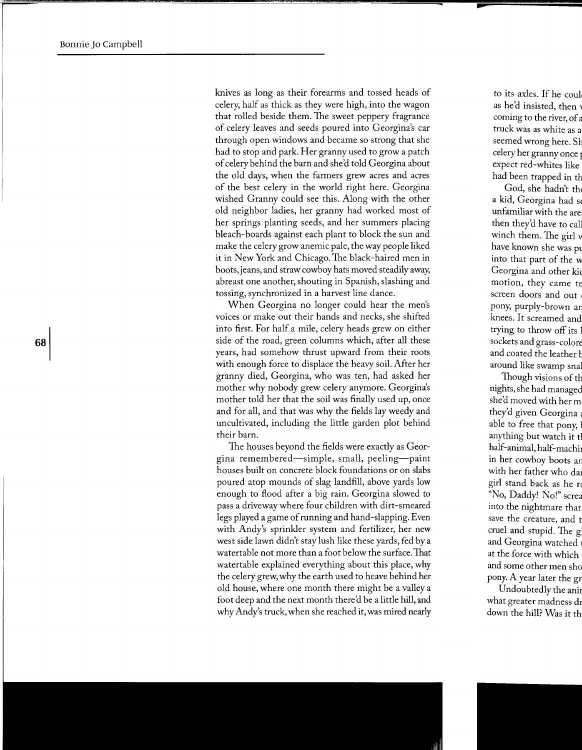knives as long as their forearms and tossed heads of celery, half as thick as they were high, into the wagon that rolled beside them. The sweet peppery fragrance of celery leaves and seeds poured into Georgina's car through open windows and became so strong that she had to stop and park. Her granny used to grow a patch of celery behind the barn and she'd told Georgina about the old days, when the farmers grew acres and acres of the best celery in the world right here. Georgina wished Granny could see this. Along with the other old neighbor ladies, her granny had worked most of her springs planting seeds, and her summers placing bleach-boards against each plant to block the sun and make the celery grow anemic pale, the way people liked it in New York and Chicago. The black-haired men in boots, jeans, and straw cowboy hats moved steadily away, abreast one another, shouting in Spanish, slashing and tossing, synchronized in a harvest line dance.

When Georgina no longer could hear the men's voices or make out their hands and necks, she shifted into first. For half a mile, celery heads grew on either side of the road, green columns which, after all these years, had somehow thrust upward from their roots with enough force to displace the heavy soil. After her granny died, Georgina, who was ten, had asked her mother why nobody grew celery anymore. Georgina's mother told her that the soil was finally used up, once and for all, and that was why the fields lay weedy and uncultivated, including the little garden plot behind their barn.

The houses beyond the fields were exactly as Georgina remembered—simple, small, peeling—paint houses built on concrete block foundations or on slabs poured atop mounds of slag landfill, above yards low enough to flood after a big rain. Georgina slowed to pass a driveway where four children with dirt-smeared legs played a game of running and hand-slapping. Even with Andy's sprinkler system and fertilizer, her new west side lawn didn't stay lush like these yards, fed by a watertable not more than a foot below the surface. That watertable explained everything about this place, why the celery grew, why the earth used to heave behind her old house, where one month there might be a valley a foot deep and the next month there'd be a little hill, and why Andy's truck, when she reached it, was mired nearly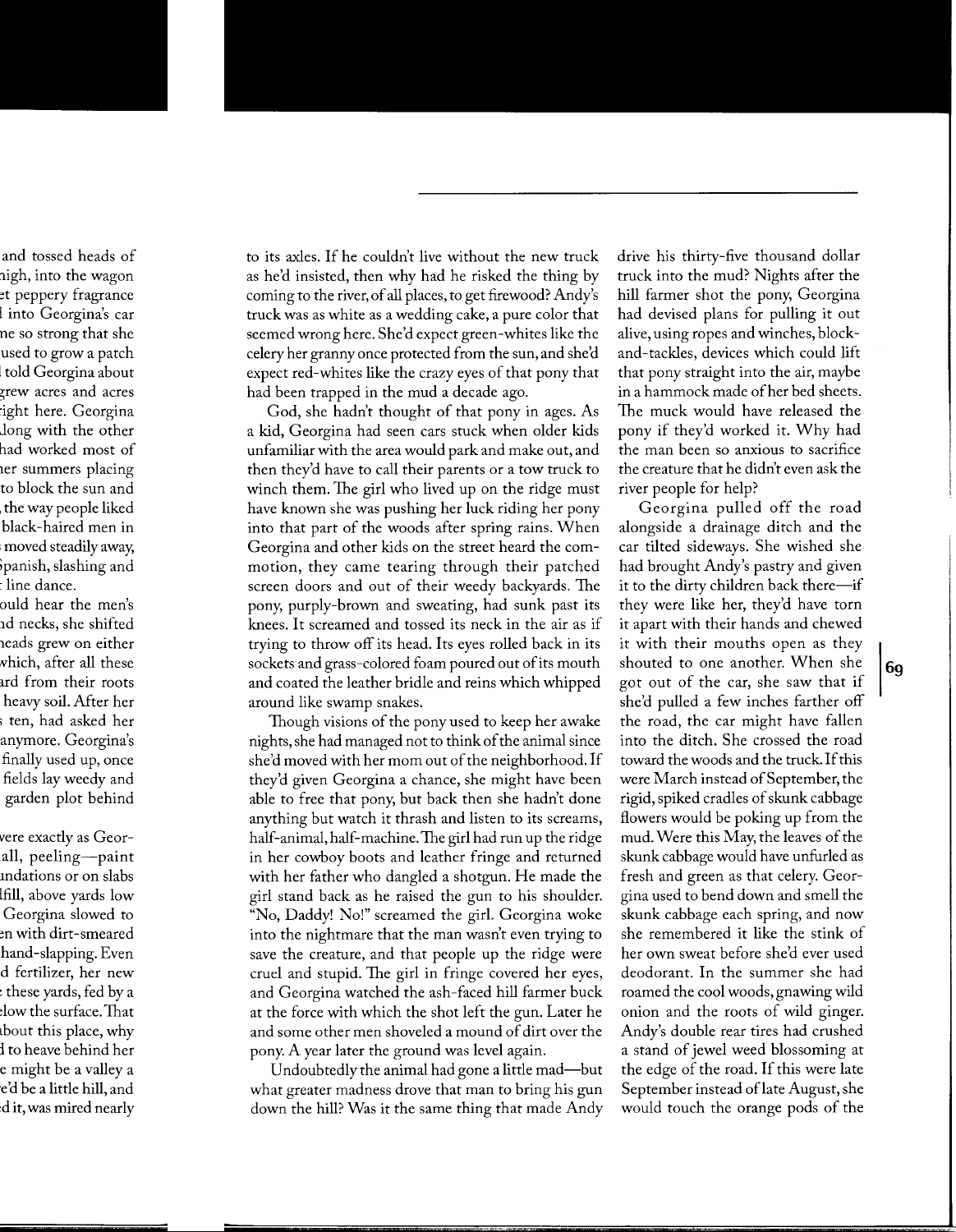to its axles. If he couldn't live without the new truck as he'd insisted, then why had he risked the thing by coming to the river, of all places, to get firewood? Andy's truck was as white as a wedding cake, a pure color that seemed wrong here. She'd expect green-whites like the celery her granny once protected from the sun, and she'd expect red-whites like the crazy eyes of that pony that had been trapped in the mud a decade ago.

God, she hadn't thought of that pony in ages. As a kid, Georgina had seen cars stuck when older kids unfamiliar with the area would park and make out, and then they'd have to call their parents or a tow truck to winch them. The girl who lived up on the ridge must have known she was pushing her luck riding her pony into that part of the woods after spring rains. When Georgina and other kids on the street heard the commotion, they came tearing through their patched screen doors and out of their weedy backyards. The pony, purply-brown and sweating, had sunk past its knees. It screamed and tossed its neck in the air as if trying to throw off its head. Its eyes rolled back in its sockets and grass-colored foam poured out of its mouth and coated the leather bridle and reins which whipped around like swamp snakes.

Though visions of the pony used to keep her awake nights, she had managed not to think of the animal since she'd moved with her mom out of the neighborhood. If they'd given Georgina a chance, she might have been able to free that pony, but back then she hadn't done anything but watch it thrash and listen to its screams, half-animal, half-machine. The girl had run up the ridge in her cowboy boots and leather fringe and returned with her father who dangled a shotgun. He made the girl stand back as he raised the gun to his shoulder. "No, Daddy! No!" screamed the girl. Georgina woke into the nightmare that the man wasn't even trying to save the creature, and that people up the ridge were cruel and stupid. The girl in fringe covered her eyes, and Georgina watched the ash-faced hill farmer buck at the force with which the shot left the gun. Later he and some other men shoveled a mound of dirt over the pony. A year later the ground was level again.

Undoubtedly the animal had gone a little mad—but what greater madness drove that man to bring his gun down the hill? Was it the same thing that made Andy drive his thirty-five thousand dollar truck into the mud? Nights after the hill farmer shot the pony, Georgina had devised plans for pulling it out alive, using ropes and winches, block-and-tackles, devices which could lift that pony straight into the air, maybe in a hammock made of her bed sheets. The muck would have released the pony if they'd worked it. Why had the man been so anxious to sacrifice the creature that he didn't even ask the river people for help?

Georgina pulled off the road alongside a drainage ditch and the car tilted sideways. She wished she had brought Andy's pastry and given it to the dirty children back there—if they were like her, they'd have torn it apart with their hands and chewed it with their mouths open as they shouted to one another. When she got out of the car, she saw that if she'd pulled a few inches farther off the road, the car might have fallen into the ditch. She crossed the road toward the woods and the truck. If this were March instead of September, the rigid, spiked cradles of skunk cabbage flowers would be poking up from the mud. Were this May, the leaves of the skunk cabbage would have unfurled as fresh and green as that celery. Georgina used to bend down and smell the skunk cabbage each spring, and now she remembered it like the stink of her own sweat before she'd ever used deodorant. In the summer she had roamed the cool woods, gnawing wild onion and the roots of wild ginger. Andy's double rear tires had crushed a stand of jewel weed blossoming at the edge of the road. If this were late September instead of late August, she would touch the orange pods of the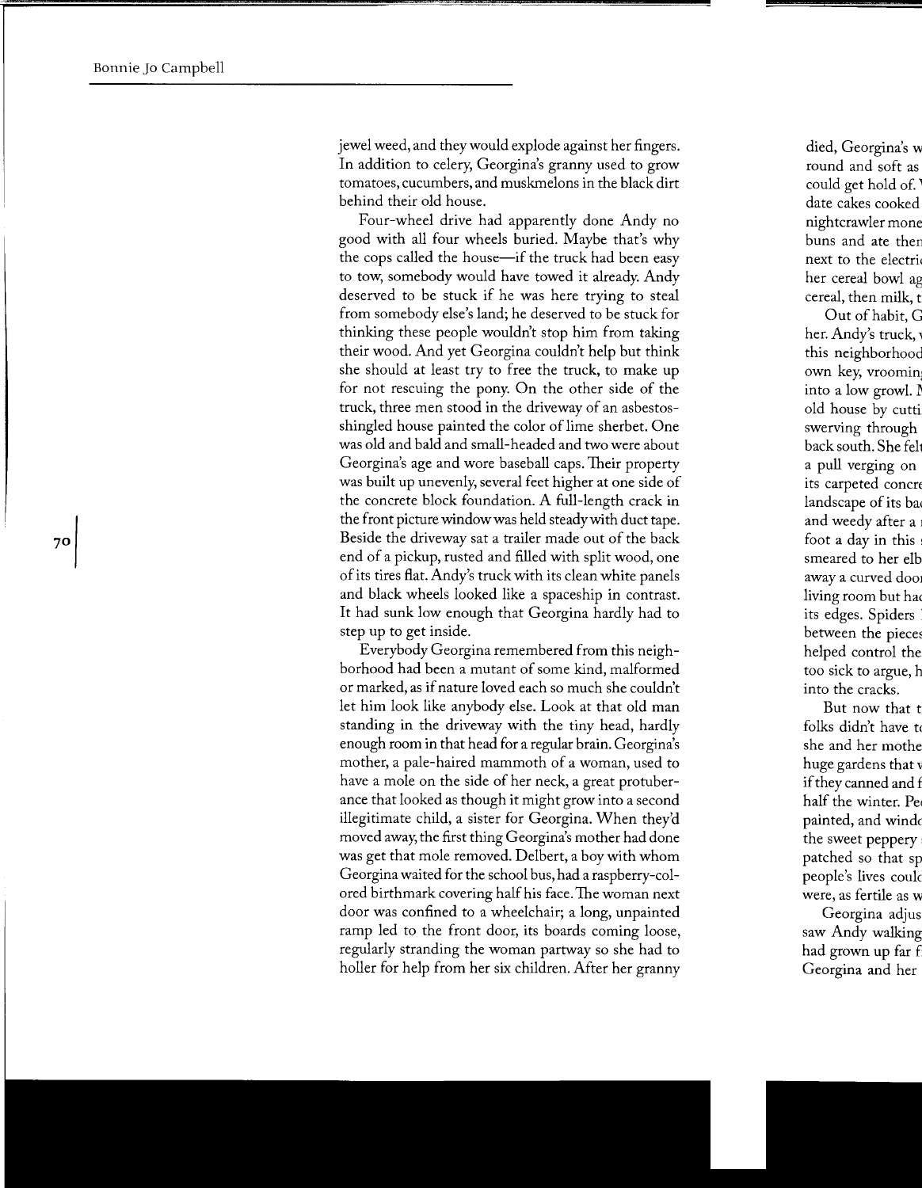jewel weed, and they would explode against her fingers. In addition to celery, Georgina's granny used to grow tomatoes, cucumbers, and muskmelons in the black dirt behind their old house.

Four-wheel drive had apparently done Andy no good with all four wheels buried. Maybe that's why the cops called the house—if the truck had been easy to tow, somebody would have towed it already. Andy deserved to be stuck if he was here trying to steal from somebody else's land; he deserved to be stuck for thinking these people wouldn't stop him from taking their wood. And yet Georgina couldn't help but think she should at least try to free the truck, to make up for not rescuing the pony. On the other side of the truck, three men stood in the driveway of an asbestos-shingled house painted the color of lime sherbet. One was old and bald and small-headed and two were about Georgina's age and wore baseball caps. Their property was built up unevenly, several feet higher at one side of the concrete block foundation. A full-length crack in the front picture window was held steady with duct tape. Beside the driveway sat a trailer made out of the back end of a pickup, rusted and filled with split wood, one of its tires flat. Andy's truck with its clean white panels and black wheels looked like a spaceship in contrast. It had sunk low enough that Georgina hardly had to step up to get inside.

Everybody Georgina remembered from this neighborhood had been a mutant of some kind, malformed or marked, as if nature loved each so much she couldn't let him look like anybody else. Look at that old man standing in the driveway with the tiny head, hardly enough room in that head for a regular brain. Georgina's mother, a pale-haired mammoth of a woman, used to have a mole on the side of her neck, a great protuberance that looked as though it might grow into a second illegitimate child, a sister for Georgina. When they'd moved away, the first thing Georgina's mother had done was get that mole removed. Delbert, a boy with whom Georgina waited for the school bus, had a raspberry-colored birthmark covering half his face. The woman next door was confined to a wheelchair; a long, unpainted ramp led to the front door, its boards coming loose, regularly stranding the woman partway so she had to holler for help from her six children. After her granny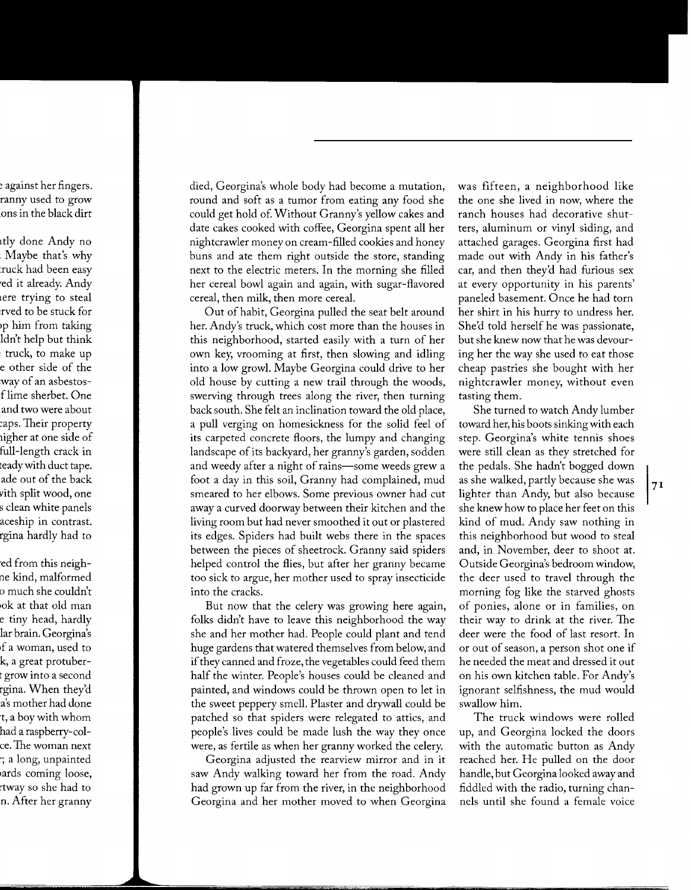died, Georgina's whole body had become a mutation, round and soft as a tumor from eating any food she could get hold of. Without Granny's yellow cakes and date cakes cooked with coffee, Georgina spent all her nightcrawler money on cream-filled cookies and honey buns and ate them right outside the store, standing next to the electric meters. In the morning she filled her cereal bowl again and again, with sugar-flavored cereal, then milk, then more cereal.

Out of habit, Georgina pulled the seat belt around her. Andy's truck, which cost more than the houses in this neighborhood, started easily with a turn of her own key, vrooming at first, then slowing and idling into a low growl. Maybe Georgina could drive to her old house by cutting a new trail through the woods, swerving through trees along the river, then turning back south. She felt an inclination toward the old place, a pull verging on homesickness for the solid feel of its carpeted concrete floors, the lumpy and changing landscape of its backyard, her granny's garden, sodden and weedy after a night of rains—some weeds grew a foot a day in this soil, Granny had complained, mud smeared to her elbows. Some previous owner had cut away a curved doorway between their kitchen and the living room but had never smoothed it out or plastered its edges. Spiders had built webs there in the spaces between the pieces of sheetrock. Granny said spiders helped control the flies, but after her granny became too sick to argue, her mother used to spray insecticide into the cracks.

But now that the celery was growing here again, folks didn't have to leave this neighborhood the way she and her mother had. People could plant and tend huge gardens that watered themselves from below, and if they canned and froze, the vegetables could feed them half the winter. People's houses could be cleaned and painted, and windows could be thrown open to let in the sweet peppery smell. Plaster and drywall could be patched so that spiders were relegated to attics, and people's lives could be made lush the way they once were, as fertile as when her granny worked the celery.

Georgina adjusted the rearview mirror and in it saw Andy walking toward her from the road. Andy had grown up far from the river, in the neighborhood Georgina and her mother moved to when Georgina was fifteen, a neighborhood like the one she lived in now, where the ranch houses had decorative shutters, aluminum or vinyl siding, and attached garages. Georgina first had made out with Andy in his father's car, and then they'd had furious sex at every opportunity in his parents' paneled basement. Once he had torn her shirt in his hurry to undress her. She'd told herself he was passionate, but she knew now that he was devouring her the way she used to eat those cheap pastries she bought with her nightcrawler money, without even tasting them.

She turned to watch Andy lumber toward her, his boots sinking with each step. Georgina's white tennis shoes were still clean as they stretched for the pedals. She hadn't bogged down as she walked, partly because she was lighter than Andy, but also because she knew how to place her feet on this kind of mud. Andy saw nothing in this neighborhood but wood to steal and, in November, deer to shoot at. Outside Georgina's bedroom window, the deer used to travel through the morning fog like the starved ghosts of ponies, alone or in families, on their way to drink at the river. The deer were the food of last resort. In or out of season, a person shot one if he needed the meat and dressed it out on his own kitchen table. For Andy's ignorant selfishness, the mud would swallow him.

The truck windows were rolled up, and Georgina locked the doors with the automatic button as Andy reached her. He pulled on the door handle, but Georgina looked away and fiddled with the radio, turning channels until she found a female voice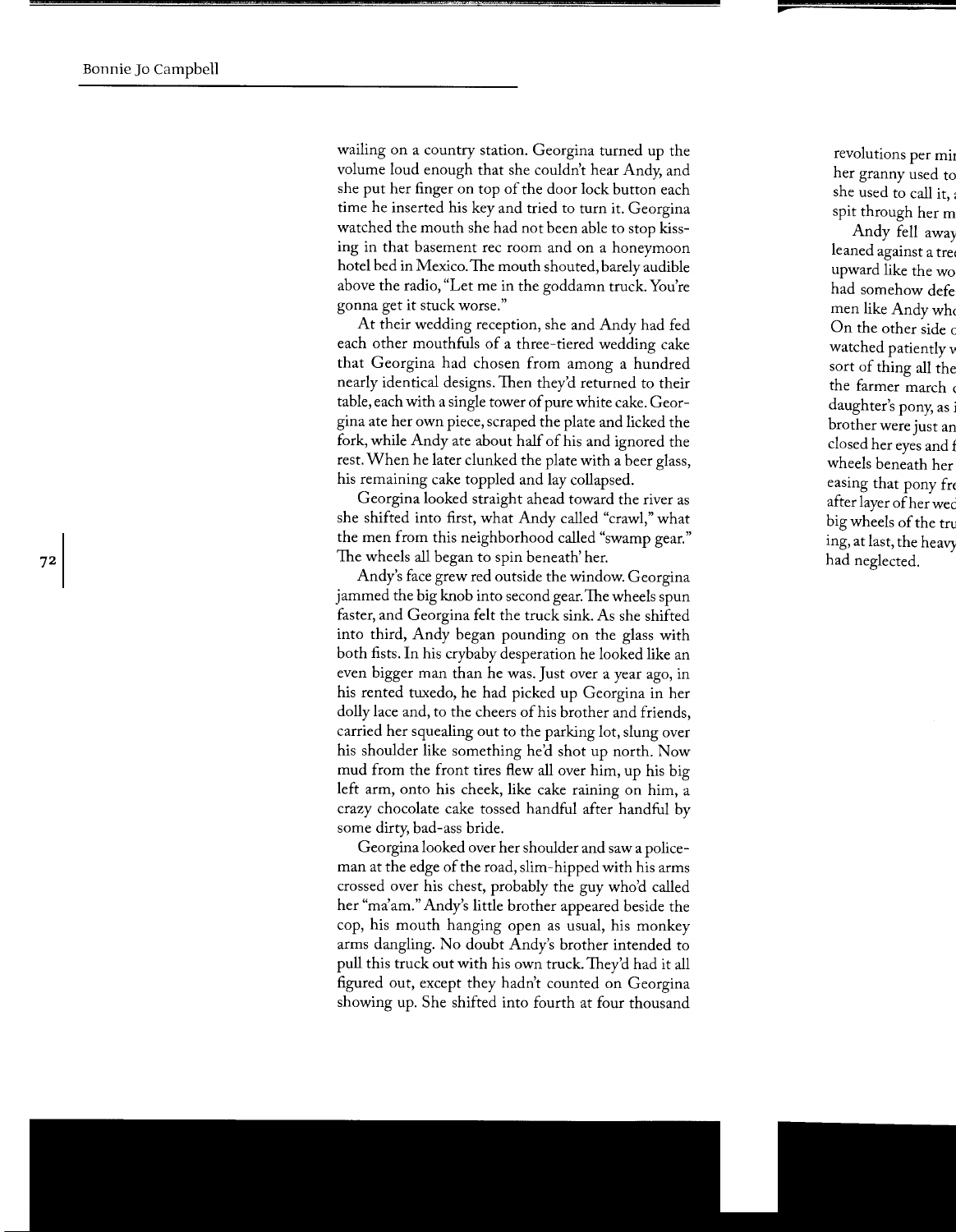wailing on a country station. Georgina turned up the volume loud enough that she couldn't hear Andy, and she put her finger on top of the door lock button each time he inserted his key and tried to turn it. Georgina watched the mouth she had not been able to stop kissing in that basement rec room and on a honeymoon hotel bed in Mexico. The mouth shouted, barely audible above the radio, "Let me in the goddamn truck. You're gonna get it stuck worse."

At their wedding reception, she and Andy had fed each other mouthfuls of a three-tiered wedding cake that Georgina had chosen from among a hundred nearly identical designs. Then they'd returned to their table, each with a single tower of pure white cake. Georgina ate her own piece, scraped the plate and licked the fork, while Andy ate about half of his and ignored the rest. When he later clunked the plate with a beer glass, his remaining cake toppled and lay collapsed.

Georgina looked straight ahead toward the river as she shifted into first, what Andy called "crawl," what the men from this neighborhood called "swamp gear." The wheels all began to spin beneath' her.

Andy's face grew red outside the window. Georgina jammed the big knob into second gear. The wheels spun faster, and Georgina felt the truck sink. As she shifted into third, Andy began pounding on the glass with both fists. In his crybaby desperation he looked like an even bigger man than he was. Just over a year ago, in his rented tuxedo, he had picked up Georgina in her dolly lace and, to the cheers of his brother and friends, carried her squealing out to the parking lot, slung over his shoulder like something he'd shot up north. Now mud from the front tires flew all over him, up his big left arm, onto his cheek, like cake raining on him, a crazy chocolate cake tossed handful after handful by some dirty, bad-ass bride.

Georgina looked over her shoulder and saw a policeman at the edge of the road, slim-hipped with his arms crossed over his chest, probably the guy who'd called her "ma'am." Andy's little brother appeared beside the cop, his mouth hanging open as usual, his monkey arms dangling. No doubt Andy's brother intended to pull this truck out with his own truck. They'd had it all figured out, except they hadn't counted on Georgina showing up. She shifted into fourth at four thousand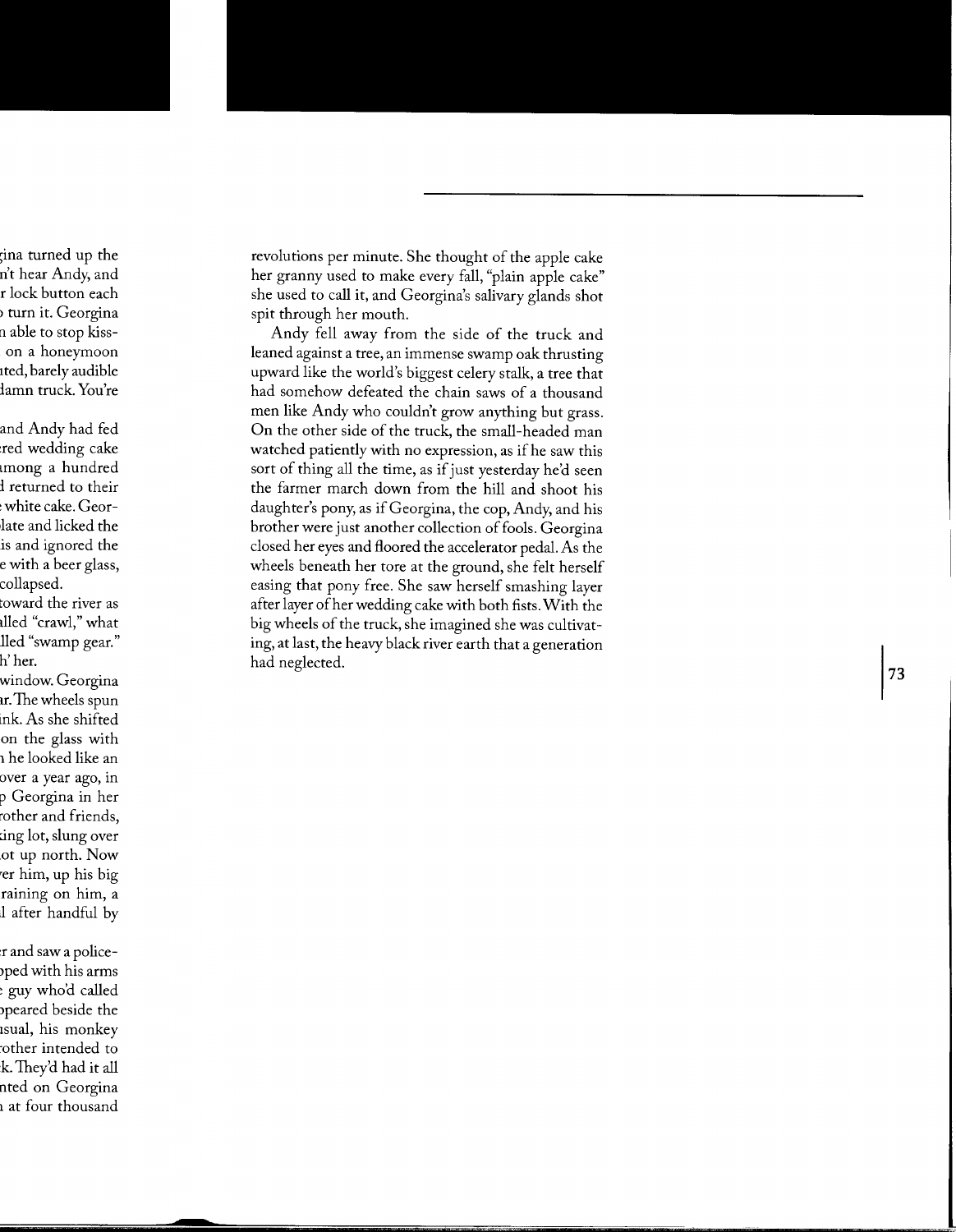revolutions per minute. She thought of the apple cake her granny used to make every fall, "plain apple cake" she used to call it, and Georgina's salivary glands shot spit through her mouth.

Andy fell away from the side of the truck and leaned against a tree, an immense swamp oak thrusting upward like the world's biggest celery stalk, a tree that had somehow defeated the chain saws of a thousand men like Andy who couldn't grow anything but grass. On the other side of the truck, the small-headed man watched patiently with no expression, as if he saw this sort of thing all the time, as if just yesterday he'd seen the farmer march down from the hill and shoot his daughter's pony, as if Georgina, the cop, Andy, and his brother were just another collection of fools. Georgina closed her eyes and floored the accelerator pedal. As the wheels beneath her tore at the ground, she felt herself easing that pony free. She saw herself smashing layer after layer of her wedding cake with both fists. With the big wheels of the truck, she imagined she was cultivating, at last, the heavy black river earth that a generation had neglected.